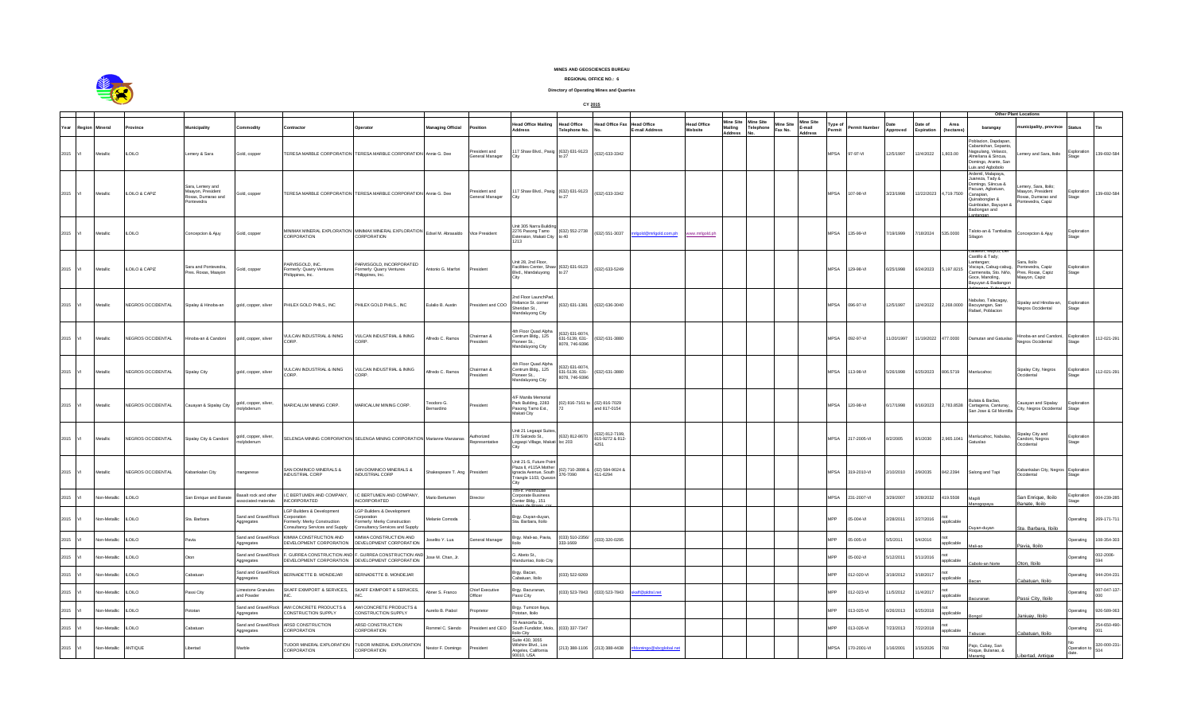**MINES AND GEOSCIENCES BUREAU**

**REGIONAL OFFICE NO.: 6**

**Directory of Operating Mines and Quarries**

**CY 2015**

| Year | Region | Mineral | Province | Municipality | Commodity | Contractor | Operator | Managing Official | Position | Head Office Mailing Address | Head Office Telephone No. | Head Office Fax No. | Head Office E-mail Address | Head Office Website | Mine Site Mailing Address | Mine Site Telephone No. | Mine Site Fax No. | Mine Site E-mail Address | Type of Permit | Permit Number | Date Approved | Date of Expiration | Area (hectares) | Other Plant Locations | | Status | Tin |
|---|---|---|---|---|---|---|---|---|---|---|---|---|---|---|---|---|---|---|---|---|---|---|---|---|---|---|---|
| | | | | | | | | | | | | | | | | | | | | | | | | barangay | municipality, province | | |
| 2015 | VI | Metallic | ILOILO | Lemery & Sara | Gold, copper | TERESA MARBLE CORPORATION | TERESA MARBLE CORPORATION | Annie G. Dee | President and General Manager | 117 Shaw Blvd., Pasig City | (632) 631-9123 to 27 | (632) 633-3342 | | | | | | | MPSA | 97-97-VI | 12/5/1997 | 12/4/2022 | 1,803.00 | Poblacion, Dapdapan, Cabantohan, Sepanto, Nagsulang, Velasco, Almeliana & Sincua, Domingo, Arante, San Luis and Agbobolo | Lemery and Sara, Iloilo | Exploration Stage | 139-692-584 |
| 2015 | VI | Metallic | ILOILO & CAPIZ | Sara, Lemery and Maayon, President Roxas, Dumarao and Pontevedra | Gold, copper | TERESA MARBLE CORPORATION | TERESA MARBLE CORPORATION | Annie G. Dee | President and General Manager | 117 Shaw Blvd., Pasig City | (632) 631-9123 to 27 | (632) 633-3342 | | | | | | | MPSA | 107-98-VI | 3/23/1998 | 12/22/2023 | 4,719.7500 | Ardemil, Malapaya, Juaneza, Tady & Domingo, Sincua & Pacuan, Agbatuan, Canapian, Quinabonglan & Guinbalan, Bayuyan & Badiangan and Lantangan | Lemery, Sara, Iloilo; Maayon, President Roxas, Dumarao and Pontevedra, Capiz | Exploration Stage | 139-692-584 |
| 2015 | VI | Metallic | ILOILO | Concepcion & Ajuy | Gold, copper | MINIMAX MINERAL EXPLORATION CORPORATION | MINIMAX MINERAL EXPLORATION CORPORATION | Edsel M. Abrasaldo | Vice President | Unit 305 Narra Building 2276 Pasong Tamo Extension, Makati City 1213 | (632) 552-2738 to 40 | (632) 551-3037 | mrlgold@mrlgold.com.ph | www.mrlgold.ph | | | | | MPSA | 135-99-VI | 7/19/1999 | 7/18/2024 | 535.0000 | Taloto-an & Tambaliza Silagon | Concepcion & Ajuy | Exploration Stage | |
| 2015 | VI | Metallic | ILOILO & CAPIZ | Sara and Pontevedra, Pres. Roxas, Maayon | Gold, copper | PARVISGOLD, INC. Formerly: Quarry Ventures Philippines, Inc. | PARVISGOLD, INCORPORATED Formerly: Quarry Ventures Philippines, Inc. | Antonio G. Marfori | President | Unit 2B, 2nd Floor, Facilities Center, Shaw Blvd., Mandaluyong City | (632) 631-9123 to 27 | (632) 633-5249 | | | | | | | MPSA | 129-98-VI | 6/25/1998 | 6/24/2023 | 5,197.8215 | Cabalion, Bayou, Del Castillo & Tady, Lantangan, Viscaya, Cabug-cabug, Carmenxita, Sto. Niño, Goce, Manoling, Bayuyan & Badiangan ... | Sara, Iloilo Pontevedra, Capiz Pres. Roxas, Capiz Maayon, Capiz | Exploration Stage | |
| 2015 | VI | Metallic | NEGROS OCCIDENTAL | Sipalay & Hinoba-an | gold, copper, silver | PHILEX GOLD PHILS., INC | PHILEX GOLD PHILS., INC | Eulalio B. Austin | President and COO | 2nd Floor LaunchPad, Reliance St. corner Sheridan St., Mandaluyong City | (632) 631-1381 | (632) 636-3040 | | | | | | | MPSA | 096-97-VI | 12/5/1997 | 12/4/2022 | 2,268.0000 | Nabulao, Talacagay, Bacuyangan, San Rafael, Poblacion | Sipalay and Hinoba-an, Negros Occidental | Exploration Stage | |
| 2015 | VI | Metallic | NEGROS OCCIDENTAL | Hinoba-an & Candoni | gold, copper, silver | VULCAN INDUSTRIAL & INING CORP. | VULCAN INDUSTRIAL & INING CORP. | Alfredo C. Ramos | Chairman & President | 4th Floor Quad Alpha Centrum Bldg., 125 Pioneer St., Mandaluyong City | (632) 631-6074, 631-5139, 631-8078, 746-6096 | (632) 631-3880 | | | | | | | MPSA | 092-97-VI | 11/20/1997 | 11/19/2022 | 477.0000 | Damutan and Gatuslao | Hinoba-an and Candoni, Negros Occidental | Exploration Stage | 112-021-291 |
| 2015 | VI | Metallic | NEGROS OCCIDENTAL | Sipalay City | gold, copper, silver | VULCAN INDUSTRIAL & INING CORP. | VULCAN INDUSTRIAL & INING CORP. | Alfredo C. Ramos | Chairman & President | 4th Floor Quad Alpha Centrum Bldg., 125 Pioneer St., Mandaluyong City | (632) 631-6074, 631-5139, 631-8078, 746-6096 | (632) 631-3880 | | | | | | | MPSA | 113-98-VI | 5/26/1998 | 6/25/2023 | 806.5719 | Manlucahoc | Sipalay City, Negros Occidental | Exploration Stage | 112-021-291 |
| 2015 | VI | Metallic | NEGROS OCCIDENTAL | Cauayan & Sipalay City | gold, copper, silver, molybdenum | MARICALUM MINING CORP. | MARICALUM MINING CORP. | Teodoro G. Bernardino | President | 4/F Manila Memorial Park Building, 2283 Pasong Tamo Ext., Makati City | (02) 816-7161 to 72 | (02) 816-7029 and 817-0154 | | | | | | | MPSA | 120-98-VI | 6/17/1998 | 6/16/2023 | 2,783.8538 | Bulata & Baclao, Cartagena, Canturay, San Jose & Gil Montilla | Cauayan and Sipalay City, Negros Occidental | Exploration Stage | |
| 2015 | VI | Metallic | NEGROS OCCIDENTAL | Sipalay City & Candoni | gold, copper, silver, molybdenum | SELENGA MINING CORPORATION | SELENGA MINING CORPORATION | Marianne Manzanas | Authorized Representative | Unit 21 Legaspi Suites, 178 Salcedo St., Legaspi Village, Makati City | (632) 812-8670 loc 203 | (632) 812-7199, 815-9272 & 812-4251 | | | | | | | MPSA | 217-2005-VI | 8/2/2005 | 8/1/2030 | 2,965.1041 | Manlucahoc, Nabulao, Gatuslao | Sipalay City and Candoni, Negros Occidental | Exploration Stage | |
| 2015 | VI | Metallic | NEGROS OCCIDENTAL | Kabankalan City | manganese | SAN DOMINICO MINERALS & INDUSTRIAL CORP | SAN DOMINICO MINERALS & INDUSTRIAL CORP | Shakespeare T. Ang | President | Unit 21-S, Future Point Plaza 3, #115A Mother Ignacia Avenue, South Triangle 1103, Quezon City | (02) 710-2898 & 376-7090 | (02) 584-9024 & 411-6294 | | | | | | | MPSA | 319-2010-VI | 2/10/2010 | 2/9/2035 | 842.2394 | Salong and Tapi | Kabankalan City, Negros Occidental | Exploration Stage | |
| 2015 | VI | Non-Metallic | ILOILO | San Enrique and Banate | Basalt rock and other associated materials | I.C BERTUMEN AND COMPANY, INCORPORATED | I.C BERTUMEN AND COMPANY, INCORPORATED | Mario Bertumen | Director | 7th F. Penthouse Corporate Business Center Bldg., 151 Paseo de Roxas... | | | | | | | | | MPSA | 231-2007-VI | 3/29/2007 | 3/28/2032 | 419.5508 | Mapili Manogopaya | San Enrique, Iloilo Banate, Iloilo | Exploration Stage | 004-239-285 |
| 2015 | VI | Non-Metallic | ILOILO | Sta. Barbara | Sand and Gravel/Rock Aggregates | LGP Builders & Development Corporation Formerly: Merky Construction Consultancy Services and Supply | LGP Builders & Development Corporation Formerly: Merky Construction Consultancy Services and Supply | Melanie Cornoda | | Brgy. Duyan-duyan, Sta. Barbara, Iloilo | | | | | | | | | MPP | 05-004-VI | 2/28/2011 | 2/27/2016 | not applicable | Duyan-duyan | Sta. Barbara, Iloilo | Operating | 269-171-711 |
| 2015 | VI | Non-Metallic | ILOILO | Pavia | Sand and Gravel/Rock Aggregates | KIMWA CONSTRUCTION AND DEVELOPMENT CORPORATION | KIMWA CONSTRUCTION AND DEVELOPMENT CORPORATION | Joselito Y. Lua | General Manager | Brgy. Mali-ao, Pavia, Iloilo | (033) 510-2356/ 333-1669 | (033) 320-0295 | | | | | | | MPP | 05-005-VI | 5/5/2011 | 5/4/2016 | not applicable | Mali-ao | Pavia, Iloilo | Operating | 108-354-303 |
| 2015 | VI | Non-Metallic | ILOILO | Oton | Sand and Gravel/Rock Aggregates | F. GURREA CONSTRUCTION AND DEVELOPMENT CORPORATION | F. GURREA CONSTRUCTION AND DEVELOPMENT CORPORATION | Jose M. Chan, Jr. | | G. Abeto St., Mandurriao, Iloilo City | | | | | | | | | MPP | 05-002-VI | 5/12/2011 | 5/11/2016 | not applicable | Cabolo-an Norte | Oton, Iloilo | Operating | 002-2006-594 |
| 2015 | VI | Non-Metallic | ILOILO | Cabatuan | Sand and Gravel/Rock Aggregates | BERNADETTE B. MONDEJAR | BERNADETTE B. MONDEJAR | | | Brgy. Bacan, Cabatuan, Iloilo | (033) 522-9269 | | | | | | | | MPP | 012-020-VI | 3/19/2012 | 3/18/2017 | not applicable | Bacan | Cabatuan, Iloilo | Operating | 944-204-231 |
| 2015 | VI | Non-Metallic | ILOILO | Passi City | Limestone Granules and Powder | SKAFF EXIMPORT & SERVICES, INC. | SKAFF EXIMPORT & SERVICES, INC. | Abner S. Franco | Chief Executive Officer | Brgy. Bacuranan, Passi City | (033) 523-7843 | (033) 523-7843 | skaff@skitsi.net | | | | | | MPP | 012-023-VI | 11/5/2012 | 11/4/2017 | not applicable | Bacuranan | Passi City, Iloilo | Operating | 007-047-137-000 |
| 2015 | VI | Non-Metallic | ILOILO | Pototan | Sand and Gravel/Rock Aggregates | AWI CONCRETE PRODUCTS & CONSTRUCTION SUPPLY | AWI CONCRETE PRODUCTS & CONSTRUCTION SUPPLY | Aurelio B. Pabol | Proprietor | Brgy. Tumcon Ilaya, Pototan, Iloilo | | | | | | | | | MPP | 013-025-VI | 6/26/2013 | 6/25/2018 | not applicable | Bongol | Janiuay, Iloilo | Operating | 926-589-063 |
| 2015 | VI | Non-Metallic | ILOILO | Cabatuan | Sand and Gravel/Rock Aggregates | ARSD CONSTRUCTION CORPORATION | ARSD CONSTRUCTION CORPORATION | Rommel C. Siendo | President and CEO | 78 Avancena St., South Fundidor, Molo, Iloilo City | (033) 337-7347 | | | | | | | | MPP | 013-026-VI | 7/23/2013 | 7/22/2018 | not applicable | Tabucan | Cabatuan, Iloilo | Operating | 254-650-490-001 |
| 2015 | VI | Non-Metallic | ANTIQUE | Libertad | Marble | TUDOR MINERAL EXPLORATION CORPORATION | TUDOR MINERAL EXPLORATION CORPORATION | Nestor F. Domingo | President | Suite 430, 3055 Wilshire Blvd., Los Angeles, California 90010, USA | (213) 388-1106 | (213) 388-4438 | nfdomingo@sbcglobal.net | | | | | | MPSA | 170-2001-VI | 1/16/2001 | 1/15/2026 | 768 | Pajo, Cubay, San Roque, Bulanao, & Maramig | Libertad, Antique | No Operation to date. | 320-000-231-504 |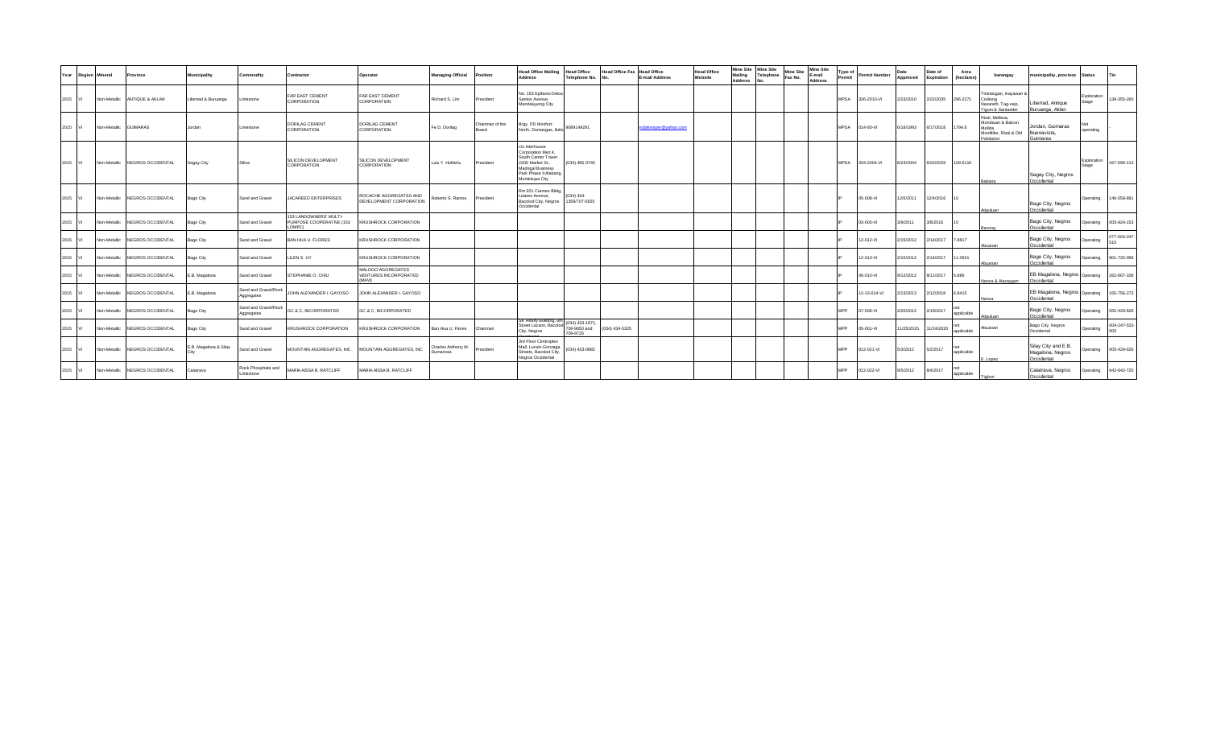| Year | Region | Mineral | Province | Municipality | Commodity | Contractor | Operator | Managing Official | Position | Head Office Mailing Address | Head Office Telephone No. | Head Office Fax No. | Head Office E-mail Address | Head Office Website | Mine Site Mailing Address | Mine Site Telephone No. | Mine Site Fax No. | Mine Site E-mail Address | Type of Permit | Permit Number | Date Approved | Date of Expiration | Area (hectares) | barangay | municipality, province | Status | Tin |
|---|---|---|---|---|---|---|---|---|---|---|---|---|---|---|---|---|---|---|---|---|---|---|---|---|---|---|---|
| 2015 | VI | Non-Metallic | ANTIQUE & AKLAN | Libertad & Buruanga | Limestone | FAR EAST CEMENT CORPORATION | FAR EAST CEMENT CORPORATION | Richard S. Lim | President | No. 153 Epifanio Delos Santos Avenue, Mandaluyong City | | | | | | | | | MPSA | 326-2010-VI | 2/23/2010 | 2/22/2035 | 296.2271 | Tinindugan, Inayawan & Codiong Nazareth, Tag-osip, Tigum & Santander | Libertad, Antique Buruanga, Aklan | Exploration Stage | 139-355-260 |
| 2015 | VI | Non-Metallic | GUIMARAS | Jordan | Limestone | DORILAG CEMENT CORPORATION | DORILAG CEMENT CORPORATION | Fe O. Dorilag | Chairman of the Board | Brgy. PD Monfort-North, Dumangas, Iloilo | 9089149291 | | nobleeniper@yahoo.com | | | | | | MPSA | 014-93-VI | 6/18/1993 | 6/17/2018 | 1794.6 | Rizal, Melleza, Morobuan & Balcon Melliza Montfiller, Rizal & Old Poblacion | Jordan, Guimaras Buenavista, Guimaras | Not operating | - |
| 2015 | VI | Non-Metallic | NEGROS OCCIDENTAL | Sagay City | Silica | SILICON DEVELOPMENT CORPORATION | SILICON DEVELOPMENT CORPORATION | Luis Y. Hofileña | President | c/o Interhouse Corporation Mez 4, South Center Tower 2206 Market St., Madrigal Business Park Phase II Alabang, Muntinlupa City | (034) 495-3745 | | | | | | | | MPSA | 204-2004-VI | 6/23/2004 | 6/22/2029 | 109.5116 | Babiera | Sagay City, Negros Occidental | Exploration Stage | 427-096-113 |
| 2015 | VI | Non-Metallic | NEGROS OCCIDENTAL | Bago City | Sand and Gravel | JACAREED ENTERPRISES | ROCACHE AGGREGATES AND DEVELOPMENT CORPORATION | Roberto S. Ramos | President | Rm 201 Carmen Bldg. Lizares Avenue, Bacolod City, Negros Occidental | (034) 434-1359/707-5655 | | | | | | | | IP | 05-008-VI | 12/5/2011 | 12/4/2016 | 10 | Atipuluan | Bago City, Negros Occidental | Operating | 146-559-891 |
| 2015 | VI | Non-Metallic | NEGROS OCCIDENTAL | Bago City | Sand and Gravel | 153 LANDOWNERS' MULTI-PURPOSE COOPERATIVE (153 LOMPC) | KRUSHROCK CORPORATION | | | | | | | | | | | | IP | 03-005-VI | 3/9/2011 | 3/8/2016 | 10 | Bacong | Bago City, Negros Occidental | Operating | 005-924-153 |
| 2015 | VI | Non-Metallic | NEGROS OCCIDENTAL | Bago City | Sand and Gravel | BAN HUA U. FLORES | KRUSHROCK CORPORATION | | | | | | | | | | | | IP | 12-012-VI | 2/15/2012 | 2/14/2017 | 7.8817 | Abuanan | Bago City, Negros Occidental | Operating | 077-004-247-515 |
| 2015 | VI | Non-Metallic | NEGROS OCCIDENTAL | Bago City | Sand and Gravel | LILEN S. UY | KRUSHROCK CORPORATION | | | | | | | | | | | | IP | 12-013-VI | 2/15/2012 | 2/14/2017 | 11.0541 | Abuanan | Bago City, Negros Occidental | Operating | 901-725-996 |
| 2015 | VI | Non-Metallic | NEGROS OCCIDENTAL | E.B. Magalona | Sand and Gravel | STEPHANIE O. CHIU | MALOGO AGGREGATES VENTURES INCORPORATED (MAVI) | | | | | | | | | | | | IP | 06-010-VI | 9/12/2012 | 9/11/2017 | 5.886 | Nanca & Alacaygan | EB Magalona, Negros Occidental | Operating | 262-667-106 |
| 2015 | VI | Non-Metallic | NEGROS OCCIDENTAL | E.B. Magalona | Sand and Gravel/Rock Aggregates | JOHN ALEXANDER I. GAYOSO | JOHN ALEXANDER I. GAYOSO | | | | | | | | | | | | IP | 12-13-014-VI | 2/13/2013 | 2/12/2018 | 6.8415 | Nanca | EB Magalona, Negros Occidental | Operating | 155-756-273 |
| 2015 | VI | Non-Metallic | NEGROS OCCIDENTAL | Bago City | Sand and Gravel/Rock Aggregates | GC & C, INCORPORATED | GC & C, INCORPORATED | | | | | | | | | | | | MPP | 07-006-VI | 2/20/2012 | 2/19/2017 | not applicable | Atipuluan | Bago City, Negros Occidental | Operating | 055-429-626 |
| 2015 | VI | Non-Metallic | NEGROS OCCIDENTAL | Bago City | Sand and Gravel | KRUSHROCK CORPORATION | KRUSHROCK CORPORATION | Ban Hua U. Flores | Chairman | SK Realty Building, 6th Street Lacson, Bacolod City, Negros Occidental | (034) 433-1871, 709-9650 and 709-9726 | (034) 434-5325 | | | | | | | MPP | 05-001-VI | 11/25/2015 | 11/24/2020 | not applicable | Abuanan | Bago City, Negros Occidental | Operating | 004-247-515-000 |
| 2015 | VI | Non-Metallic | NEGROS OCCIDENTAL | E.B. Magalona & Silay City | Sand and Gravel | MOUNTAIN AGGREGATES, INC. | MOUNTAIN AGGREGATES, INC. | Charles Anthony M. Dumancas | President | 3rd Floor Centroplex Mall, Locsin-Gonzaga Streets, Bacolod City, Negros Occidental | (034) 433-0882 | | | | | | | | MPP | 012-021-VI | 5/3/2012 | 5/2/2017 | not applicable | E. Lopez | Silay City and E.B. Magalona, Negros Occidental | Operating | 005-429-626 |
| 2015 | VI | Non-Metallic | NEGROS OCCIDENTAL | Calatrava | Rock Phosphate and Limestone | MARIA AISSA B. RATCLIFF | MARIA AISSA B. RATCLIFF | | | | | | | | | | | | MPP | 012-022-VI | 8/5/2012 | 8/4/2017 | not applicable | Tigbon | Calatrava, Negros Occidental | Operating | 942-642-725 |